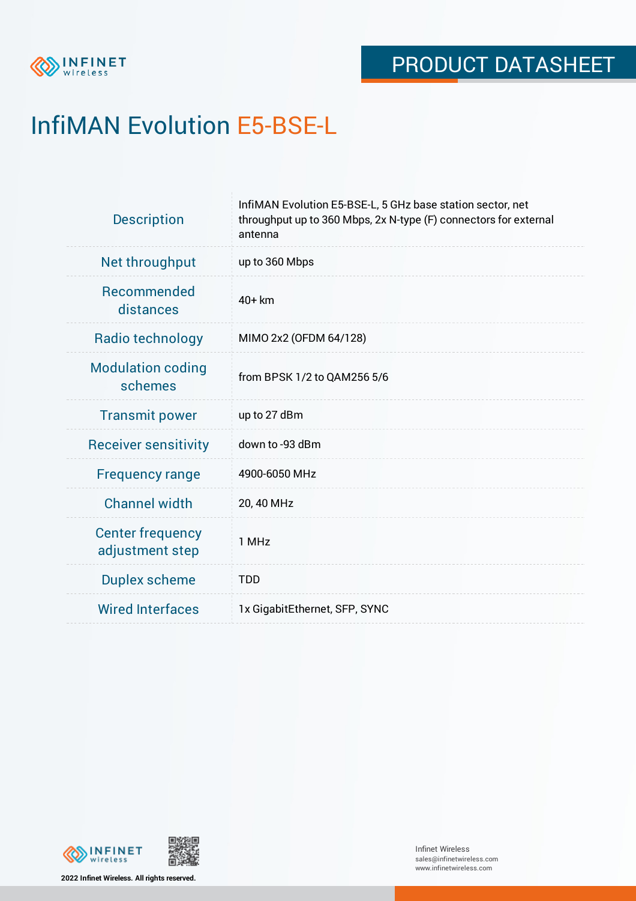# InfiMAN Evolution E5-BSE-L

| | |
|---|---|
| Description | InfiMAN Evolution E5-BSE-L, 5 GHz base station sector, net throughput up to 360 Mbps, 2x N-type (F) connectors for external antenna |
| Net throughput | up to 360 Mbps |
| Recommended distances | 40+ km |
| Radio technology | MIMO 2x2 (OFDM 64/128) |
| Modulation coding schemes | from BPSK 1/2 to QAM256 5/6 |
| Transmit power | up to 27 dBm |
| Receiver sensitivity | down to -93 dBm |
| Frequency range | 4900-6050 MHz |
| Channel width | 20, 40 MHz |
| Center frequency adjustment step | 1 MHz |
| Duplex scheme | TDD |
| Wired Interfaces | 1x GigabitEthernet, SFP, SYNC |

2022 Infinet Wireless. All rights reserved.

Infinet Wireless
sales@infinetwireless.com
www.infinetwireless.com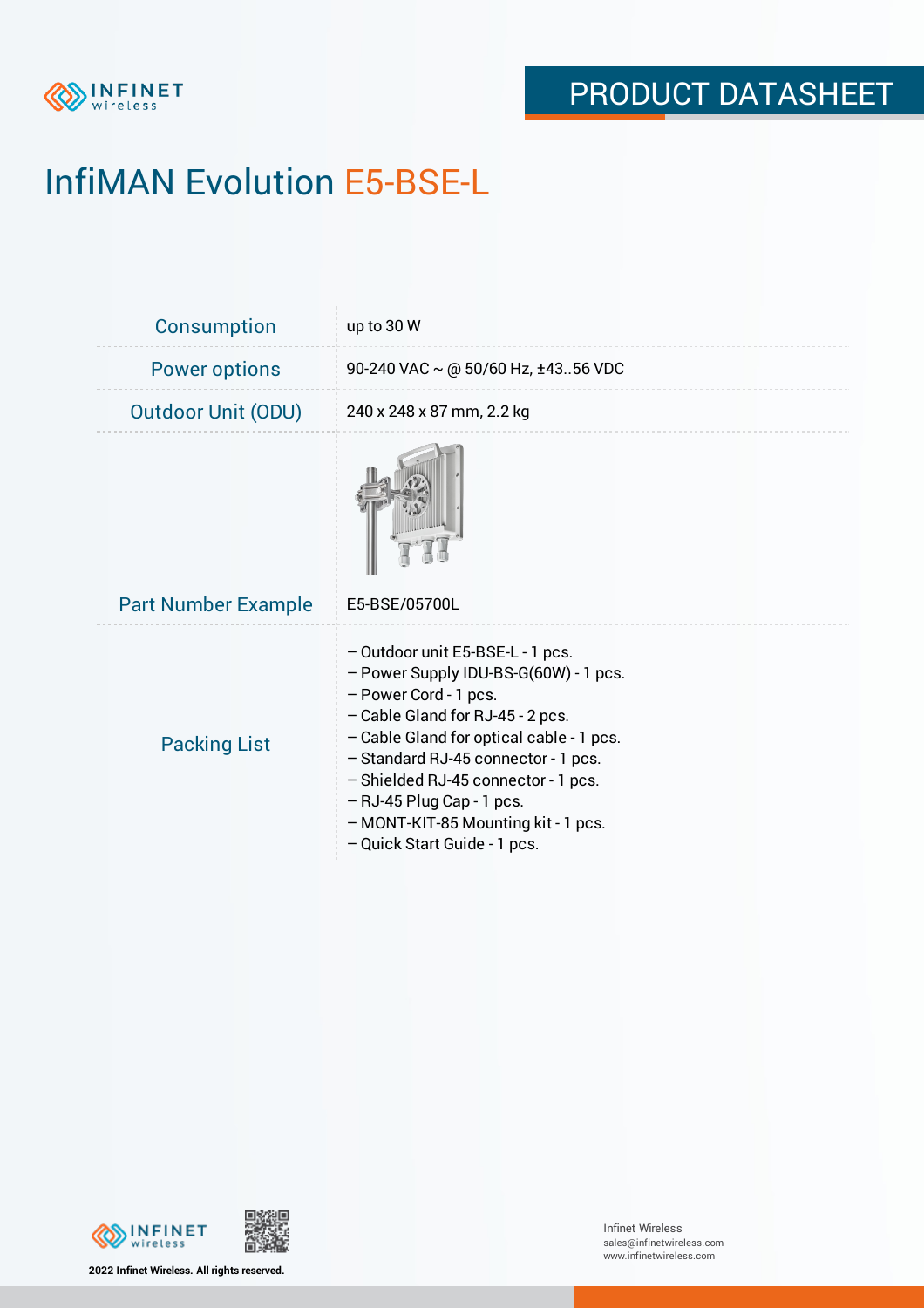# InfiMAN Evolution E5-BSE-L

| | |
|---|---|
| Consumption | up to 30 W |
| Power options | 90-240 VAC ~ @ 50/60 Hz, ±43..56 VDC |
| Outdoor Unit (ODU) | 240 x 248 x 87 mm, 2.2 kg |
| | |
| Part Number Example | E5-BSE/05700L |
| Packing List | – Outdoor unit E5-BSE-L - 1 pcs.<br>– Power Supply IDU-BS-G(60W) - 1 pcs.<br>– Power Cord - 1 pcs.<br>– Cable Gland for RJ-45 - 2 pcs.<br>– Cable Gland for optical cable - 1 pcs.<br>– Standard RJ-45 connector - 1 pcs.<br>– Shielded RJ-45 connector - 1 pcs.<br>– RJ-45 Plug Cap - 1 pcs.<br>– MONT-KIT-85 Mounting kit - 1 pcs.<br>– Quick Start Guide - 1 pcs. |

2022 Infinet Wireless. All rights reserved.

Infinet Wireless
sales@infinetwireless.com
www.infinetwireless.com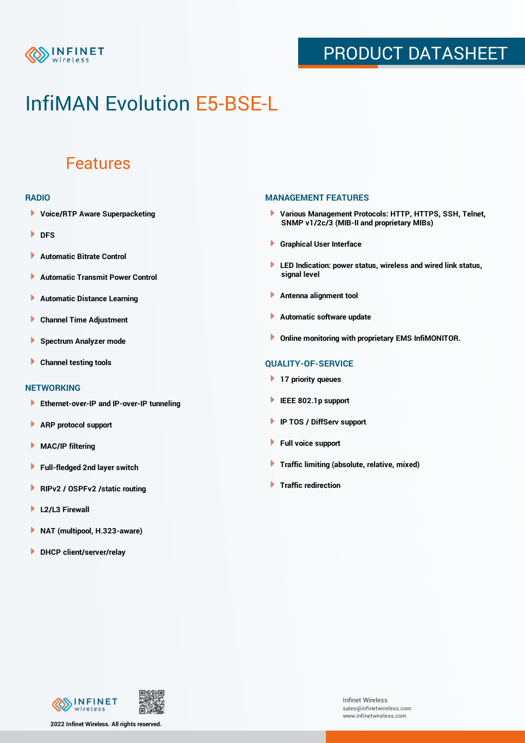# InfiMAN Evolution E5-BSE-L

## Features

### RADIO

- Voice/RTP Aware Superpacketing
- DFS
- Automatic Bitrate Control
- Automatic Transmit Power Control
- Automatic Distance Learning
- Channel Time Adjustment
- Spectrum Analyzer mode
- Channel testing tools

### NETWORKING

- Ethernet-over-IP and IP-over-IP tunneling
- ARP protocol support
- MAC/IP filtering
- Full-fledged 2nd layer switch
- RIPv2 / OSPFv2 /static routing
- L2/L3 Firewall
- NAT (multipool, H.323-aware)
- DHCP client/server/relay

### MANAGEMENT FEATURES

- Various Management Protocols: HTTP, HTTPS, SSH, Telnet, SNMP v1/2c/3 (MIB-II and proprietary MIBs)
- Graphical User Interface
- LED Indication: power status, wireless and wired link status, signal level
- Antenna alignment tool
- Automatic software update
- Online monitoring with proprietary EMS InfiMONITOR.

### QUALITY-OF-SERVICE

- 17 priority queues
- IEEE 802.1p support
- IP TOS / DiffServ support
- Full voice support
- Traffic limiting (absolute, relative, mixed)
- Traffic redirection

2022 Infinet Wireless. All rights reserved.

Infinet Wireless
sales@infinetwireless.com
www.infinetwireless.com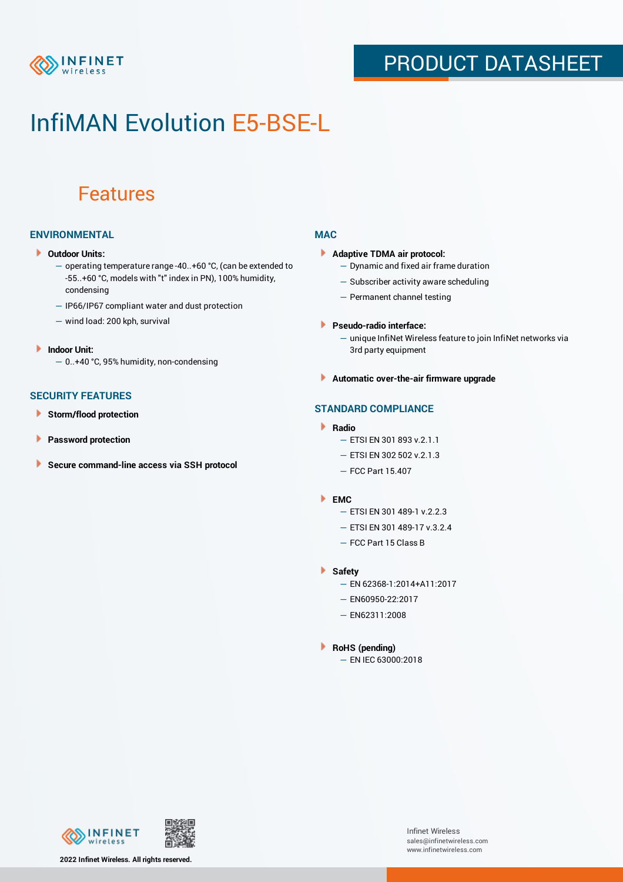# InfiMAN Evolution E5-BSE-L

## Features

### ENVIRONMENTAL

- **Outdoor Units:**
  - operating temperature range -40..+60 °C, (can be extended to -55..+60 °C, models with "t" index in PN), 100% humidity, condensing
  - IP66/IP67 compliant water and dust protection
  - wind load: 200 kph, survival
- **Indoor Unit:**
  - 0..+40 °C, 95% humidity, non-condensing

### SECURITY FEATURES

- **Storm/flood protection**
- **Password protection**
- **Secure command-line access via SSH protocol**

### MAC

- **Adaptive TDMA air protocol:**
  - Dynamic and fixed air frame duration
  - Subscriber activity aware scheduling
  - Permanent channel testing
- **Pseudo-radio interface:**
  - unique InfiNet Wireless feature to join InfiNet networks via 3rd party equipment
- **Automatic over-the-air firmware upgrade**

### STANDARD COMPLIANCE

- **Radio**
  - ETSI EN 301 893 v.2.1.1
  - ETSI EN 302 502 v.2.1.3
  - FCC Part 15.407
- **EMC**
  - ETSI EN 301 489-1 v.2.2.3
  - ETSI EN 301 489-17 v.3.2.4
  - FCC Part 15 Class B
- **Safety**
  - EN 62368-1:2014+A11:2017
  - EN60950-22:2017
  - EN62311:2008
- **RoHS (pending)**
  - EN IEC 63000:2018

**2022 Infinet Wireless. All rights reserved.**

Infinet Wireless
sales@infinetwireless.com
www.infinetwireless.com